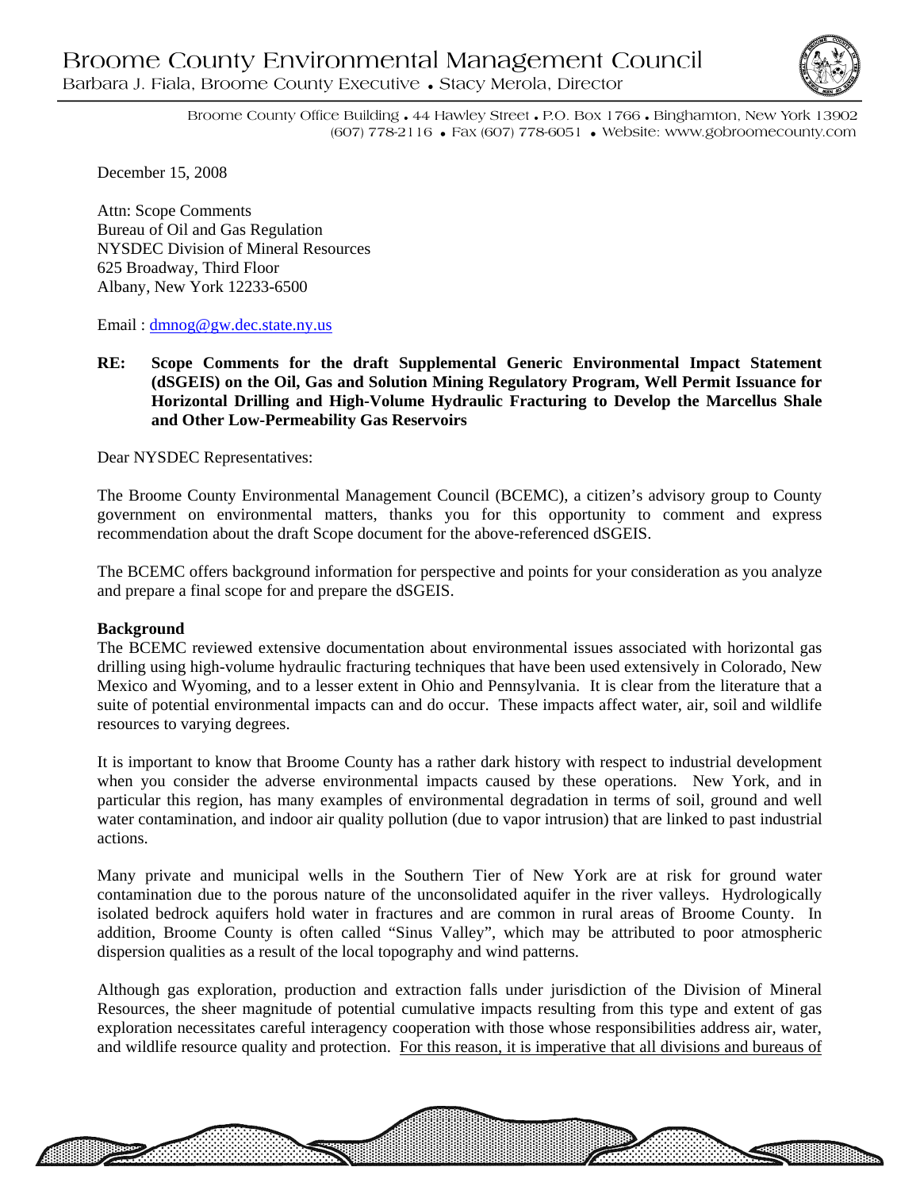# Broome County Environmental Management Council

Barbara J. Fiala, Broome County Executive • Stacy Merola, Director

Broome County Office Building • 44 Hawley Street • P.O. Box 1766 • Binghamton, New York 13902
(607) 778-2116 • Fax (607) 778-6051 • Website: www.gobroomecounty.com

December 15, 2008

Attn: Scope Comments
Bureau of Oil and Gas Regulation
NYSDEC Division of Mineral Resources
625 Broadway, Third Floor
Albany, New York 12233-6500

Email : dmnog@gw.dec.state.ny.us

**RE: Scope Comments for the draft Supplemental Generic Environmental Impact Statement (dSGEIS) on the Oil, Gas and Solution Mining Regulatory Program, Well Permit Issuance for Horizontal Drilling and High-Volume Hydraulic Fracturing to Develop the Marcellus Shale and Other Low-Permeability Gas Reservoirs**

Dear NYSDEC Representatives:

The Broome County Environmental Management Council (BCEMC), a citizen's advisory group to County government on environmental matters, thanks you for this opportunity to comment and express recommendation about the draft Scope document for the above-referenced dSGEIS.

The BCEMC offers background information for perspective and points for your consideration as you analyze and prepare a final scope for and prepare the dSGEIS.

**Background**

The BCEMC reviewed extensive documentation about environmental issues associated with horizontal gas drilling using high-volume hydraulic fracturing techniques that have been used extensively in Colorado, New Mexico and Wyoming, and to a lesser extent in Ohio and Pennsylvania. It is clear from the literature that a suite of potential environmental impacts can and do occur. These impacts affect water, air, soil and wildlife resources to varying degrees.

It is important to know that Broome County has a rather dark history with respect to industrial development when you consider the adverse environmental impacts caused by these operations. New York, and in particular this region, has many examples of environmental degradation in terms of soil, ground and well water contamination, and indoor air quality pollution (due to vapor intrusion) that are linked to past industrial actions.

Many private and municipal wells in the Southern Tier of New York are at risk for ground water contamination due to the porous nature of the unconsolidated aquifer in the river valleys. Hydrologically isolated bedrock aquifers hold water in fractures and are common in rural areas of Broome County. In addition, Broome County is often called "Sinus Valley", which may be attributed to poor atmospheric dispersion qualities as a result of the local topography and wind patterns.

Although gas exploration, production and extraction falls under jurisdiction of the Division of Mineral Resources, the sheer magnitude of potential cumulative impacts resulting from this type and extent of gas exploration necessitates careful interagency cooperation with those whose responsibilities address air, water, and wildlife resource quality and protection. <u>For this reason, it is imperative that all divisions and bureaus of</u>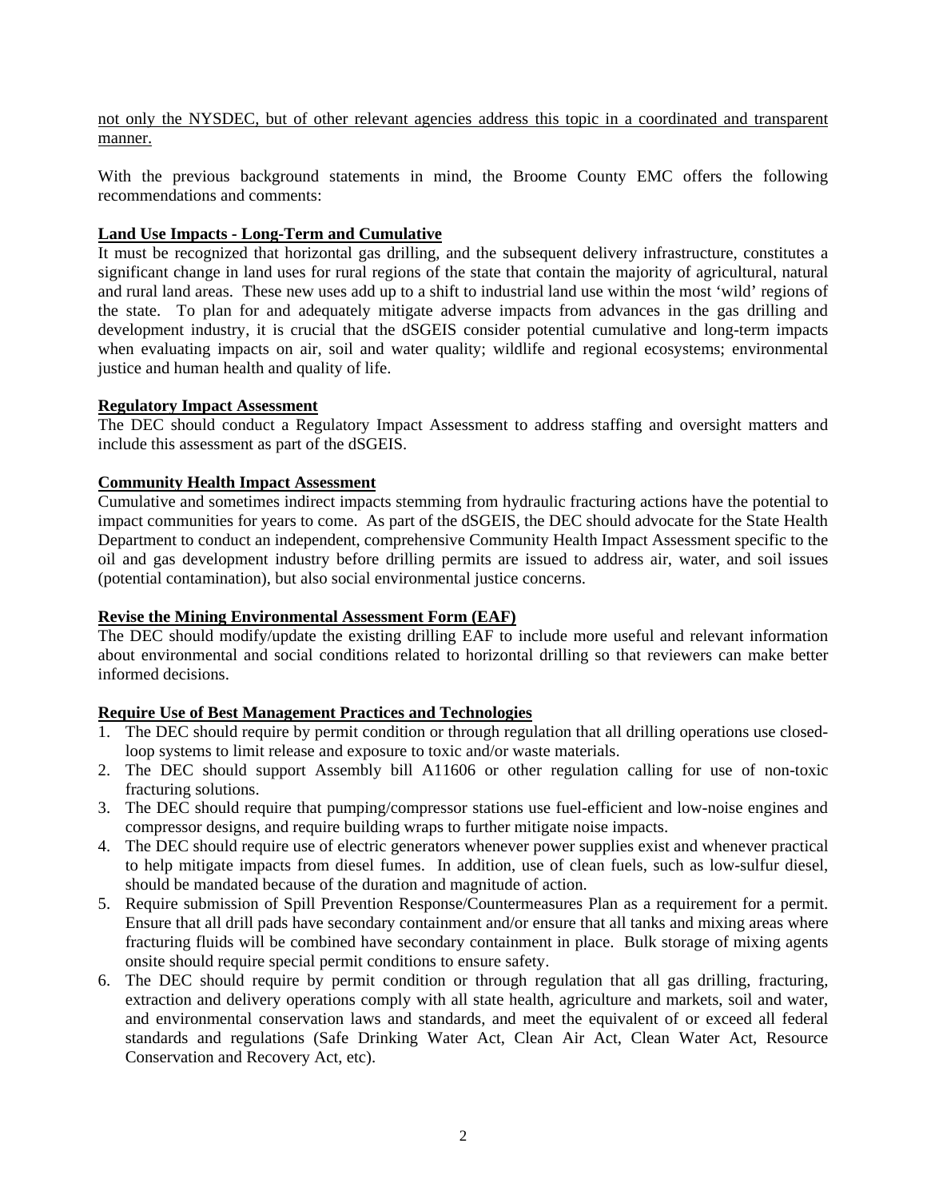not only the NYSDEC, but of other relevant agencies address this topic in a coordinated and transparent manner.

With the previous background statements in mind, the Broome County EMC offers the following recommendations and comments:

**Land Use Impacts - Long-Term and Cumulative**

It must be recognized that horizontal gas drilling, and the subsequent delivery infrastructure, constitutes a significant change in land uses for rural regions of the state that contain the majority of agricultural, natural and rural land areas. These new uses add up to a shift to industrial land use within the most 'wild' regions of the state. To plan for and adequately mitigate adverse impacts from advances in the gas drilling and development industry, it is crucial that the dSGEIS consider potential cumulative and long-term impacts when evaluating impacts on air, soil and water quality; wildlife and regional ecosystems; environmental justice and human health and quality of life.

**Regulatory Impact Assessment**

The DEC should conduct a Regulatory Impact Assessment to address staffing and oversight matters and include this assessment as part of the dSGEIS.

**Community Health Impact Assessment**

Cumulative and sometimes indirect impacts stemming from hydraulic fracturing actions have the potential to impact communities for years to come. As part of the dSGEIS, the DEC should advocate for the State Health Department to conduct an independent, comprehensive Community Health Impact Assessment specific to the oil and gas development industry before drilling permits are issued to address air, water, and soil issues (potential contamination), but also social environmental justice concerns.

**Revise the Mining Environmental Assessment Form (EAF)**

The DEC should modify/update the existing drilling EAF to include more useful and relevant information about environmental and social conditions related to horizontal drilling so that reviewers can make better informed decisions.

**Require Use of Best Management Practices and Technologies**

1. The DEC should require by permit condition or through regulation that all drilling operations use closed-loop systems to limit release and exposure to toxic and/or waste materials.
2. The DEC should support Assembly bill A11606 or other regulation calling for use of non-toxic fracturing solutions.
3. The DEC should require that pumping/compressor stations use fuel-efficient and low-noise engines and compressor designs, and require building wraps to further mitigate noise impacts.
4. The DEC should require use of electric generators whenever power supplies exist and whenever practical to help mitigate impacts from diesel fumes. In addition, use of clean fuels, such as low-sulfur diesel, should be mandated because of the duration and magnitude of action.
5. Require submission of Spill Prevention Response/Countermeasures Plan as a requirement for a permit. Ensure that all drill pads have secondary containment and/or ensure that all tanks and mixing areas where fracturing fluids will be combined have secondary containment in place. Bulk storage of mixing agents onsite should require special permit conditions to ensure safety.
6. The DEC should require by permit condition or through regulation that all gas drilling, fracturing, extraction and delivery operations comply with all state health, agriculture and markets, soil and water, and environmental conservation laws and standards, and meet the equivalent of or exceed all federal standards and regulations (Safe Drinking Water Act, Clean Air Act, Clean Water Act, Resource Conservation and Recovery Act, etc).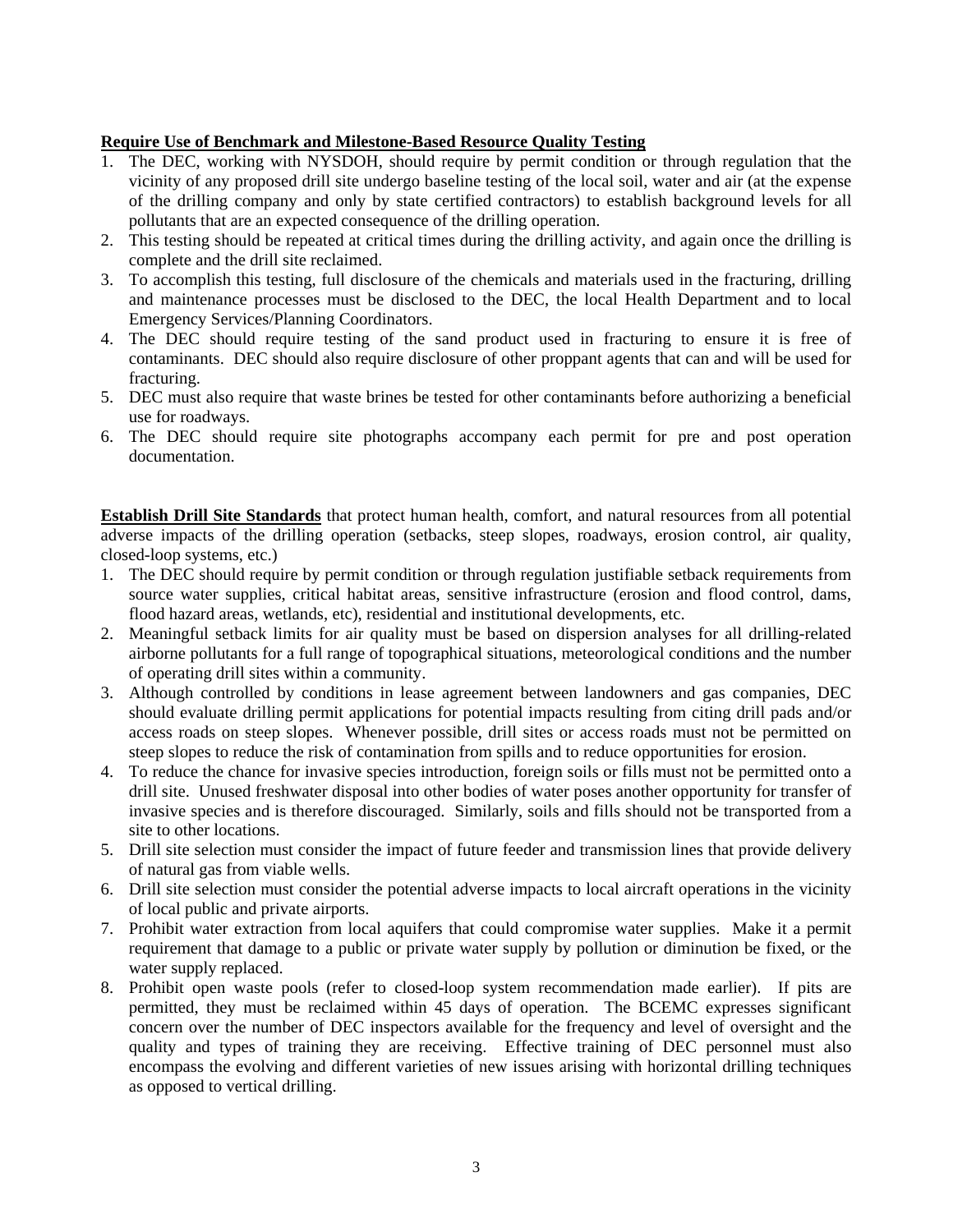**Require Use of Benchmark and Milestone-Based Resource Quality Testing**

1. The DEC, working with NYSDOH, should require by permit condition or through regulation that the vicinity of any proposed drill site undergo baseline testing of the local soil, water and air (at the expense of the drilling company and only by state certified contractors) to establish background levels for all pollutants that are an expected consequence of the drilling operation.
2. This testing should be repeated at critical times during the drilling activity, and again once the drilling is complete and the drill site reclaimed.
3. To accomplish this testing, full disclosure of the chemicals and materials used in the fracturing, drilling and maintenance processes must be disclosed to the DEC, the local Health Department and to local Emergency Services/Planning Coordinators.
4. The DEC should require testing of the sand product used in fracturing to ensure it is free of contaminants. DEC should also require disclosure of other proppant agents that can and will be used for fracturing.
5. DEC must also require that waste brines be tested for other contaminants before authorizing a beneficial use for roadways.
6. The DEC should require site photographs accompany each permit for pre and post operation documentation.

**Establish Drill Site Standards** that protect human health, comfort, and natural resources from all potential adverse impacts of the drilling operation (setbacks, steep slopes, roadways, erosion control, air quality, closed-loop systems, etc.)

1. The DEC should require by permit condition or through regulation justifiable setback requirements from source water supplies, critical habitat areas, sensitive infrastructure (erosion and flood control, dams, flood hazard areas, wetlands, etc), residential and institutional developments, etc.
2. Meaningful setback limits for air quality must be based on dispersion analyses for all drilling-related airborne pollutants for a full range of topographical situations, meteorological conditions and the number of operating drill sites within a community.
3. Although controlled by conditions in lease agreement between landowners and gas companies, DEC should evaluate drilling permit applications for potential impacts resulting from citing drill pads and/or access roads on steep slopes. Whenever possible, drill sites or access roads must not be permitted on steep slopes to reduce the risk of contamination from spills and to reduce opportunities for erosion.
4. To reduce the chance for invasive species introduction, foreign soils or fills must not be permitted onto a drill site. Unused freshwater disposal into other bodies of water poses another opportunity for transfer of invasive species and is therefore discouraged. Similarly, soils and fills should not be transported from a site to other locations.
5. Drill site selection must consider the impact of future feeder and transmission lines that provide delivery of natural gas from viable wells.
6. Drill site selection must consider the potential adverse impacts to local aircraft operations in the vicinity of local public and private airports.
7. Prohibit water extraction from local aquifers that could compromise water supplies. Make it a permit requirement that damage to a public or private water supply by pollution or diminution be fixed, or the water supply replaced.
8. Prohibit open waste pools (refer to closed-loop system recommendation made earlier). If pits are permitted, they must be reclaimed within 45 days of operation. The BCEMC expresses significant concern over the number of DEC inspectors available for the frequency and level of oversight and the quality and types of training they are receiving. Effective training of DEC personnel must also encompass the evolving and different varieties of new issues arising with horizontal drilling techniques as opposed to vertical drilling.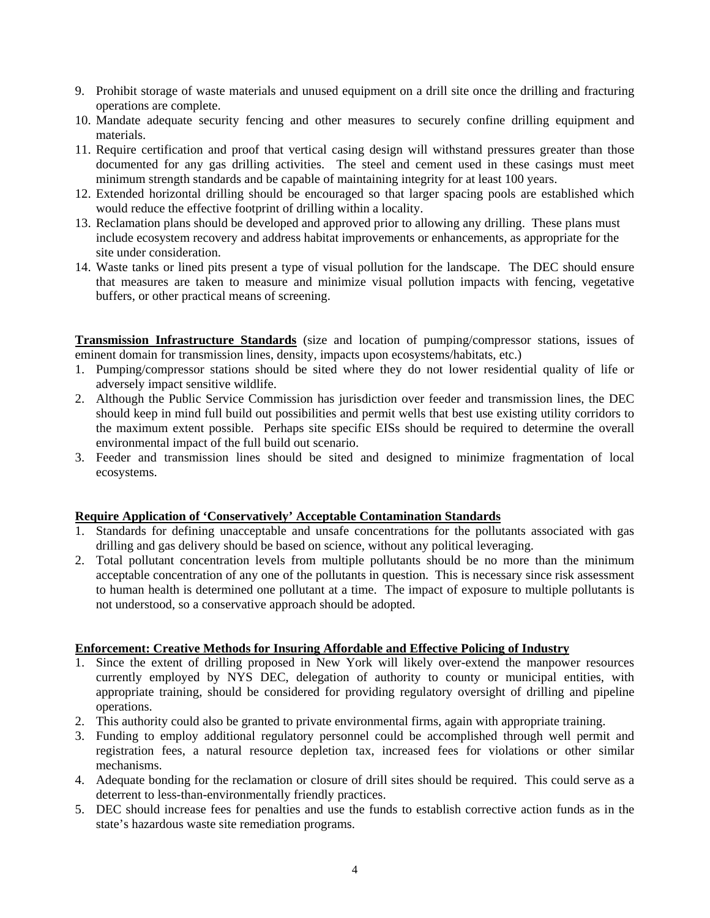9. Prohibit storage of waste materials and unused equipment on a drill site once the drilling and fracturing operations are complete.
10. Mandate adequate security fencing and other measures to securely confine drilling equipment and materials.
11. Require certification and proof that vertical casing design will withstand pressures greater than those documented for any gas drilling activities. The steel and cement used in these casings must meet minimum strength standards and be capable of maintaining integrity for at least 100 years.
12. Extended horizontal drilling should be encouraged so that larger spacing pools are established which would reduce the effective footprint of drilling within a locality.
13. Reclamation plans should be developed and approved prior to allowing any drilling. These plans must include ecosystem recovery and address habitat improvements or enhancements, as appropriate for the site under consideration.
14. Waste tanks or lined pits present a type of visual pollution for the landscape. The DEC should ensure that measures are taken to measure and minimize visual pollution impacts with fencing, vegetative buffers, or other practical means of screening.

**Transmission Infrastructure Standards** (size and location of pumping/compressor stations, issues of eminent domain for transmission lines, density, impacts upon ecosystems/habitats, etc.)

1. Pumping/compressor stations should be sited where they do not lower residential quality of life or adversely impact sensitive wildlife.
2. Although the Public Service Commission has jurisdiction over feeder and transmission lines, the DEC should keep in mind full build out possibilities and permit wells that best use existing utility corridors to the maximum extent possible. Perhaps site specific EISs should be required to determine the overall environmental impact of the full build out scenario.
3. Feeder and transmission lines should be sited and designed to minimize fragmentation of local ecosystems.

**Require Application of 'Conservatively' Acceptable Contamination Standards**

1. Standards for defining unacceptable and unsafe concentrations for the pollutants associated with gas drilling and gas delivery should be based on science, without any political leveraging.
2. Total pollutant concentration levels from multiple pollutants should be no more than the minimum acceptable concentration of any one of the pollutants in question. This is necessary since risk assessment to human health is determined one pollutant at a time. The impact of exposure to multiple pollutants is not understood, so a conservative approach should be adopted.

**Enforcement: Creative Methods for Insuring Affordable and Effective Policing of Industry**

1. Since the extent of drilling proposed in New York will likely over-extend the manpower resources currently employed by NYS DEC, delegation of authority to county or municipal entities, with appropriate training, should be considered for providing regulatory oversight of drilling and pipeline operations.
2. This authority could also be granted to private environmental firms, again with appropriate training.
3. Funding to employ additional regulatory personnel could be accomplished through well permit and registration fees, a natural resource depletion tax, increased fees for violations or other similar mechanisms.
4. Adequate bonding for the reclamation or closure of drill sites should be required. This could serve as a deterrent to less-than-environmentally friendly practices.
5. DEC should increase fees for penalties and use the funds to establish corrective action funds as in the state's hazardous waste site remediation programs.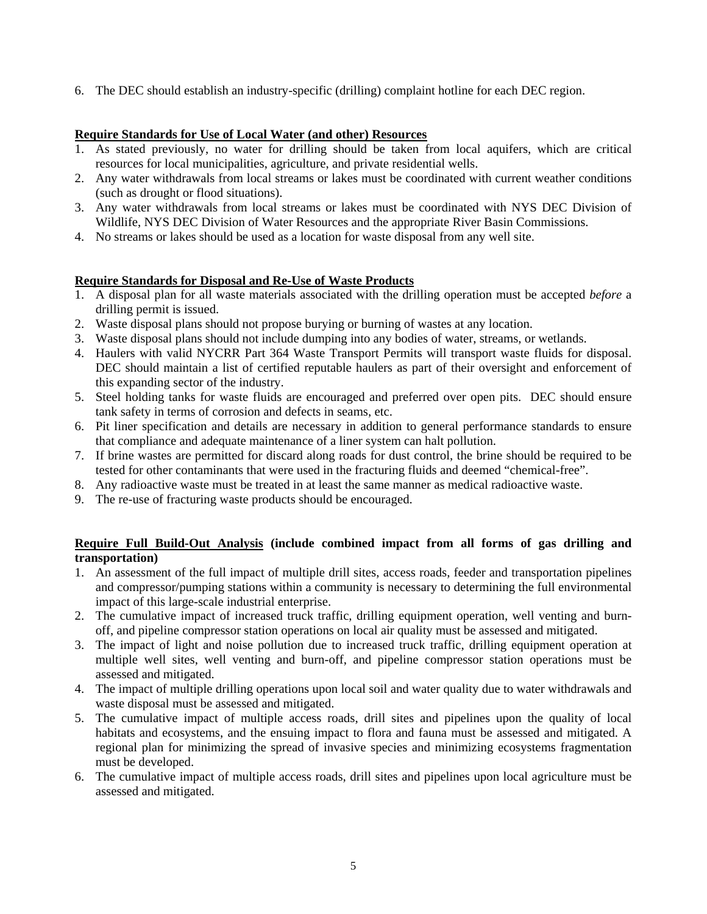6. The DEC should establish an industry-specific (drilling) complaint hotline for each DEC region.

**Require Standards for Use of Local Water (and other) Resources**

1. As stated previously, no water for drilling should be taken from local aquifers, which are critical resources for local municipalities, agriculture, and private residential wells.
2. Any water withdrawals from local streams or lakes must be coordinated with current weather conditions (such as drought or flood situations).
3. Any water withdrawals from local streams or lakes must be coordinated with NYS DEC Division of Wildlife, NYS DEC Division of Water Resources and the appropriate River Basin Commissions.
4. No streams or lakes should be used as a location for waste disposal from any well site.

**Require Standards for Disposal and Re-Use of Waste Products**

1. A disposal plan for all waste materials associated with the drilling operation must be accepted *before* a drilling permit is issued.
2. Waste disposal plans should not propose burying or burning of wastes at any location.
3. Waste disposal plans should not include dumping into any bodies of water, streams, or wetlands.
4. Haulers with valid NYCRR Part 364 Waste Transport Permits will transport waste fluids for disposal. DEC should maintain a list of certified reputable haulers as part of their oversight and enforcement of this expanding sector of the industry.
5. Steel holding tanks for waste fluids are encouraged and preferred over open pits. DEC should ensure tank safety in terms of corrosion and defects in seams, etc.
6. Pit liner specification and details are necessary in addition to general performance standards to ensure that compliance and adequate maintenance of a liner system can halt pollution.
7. If brine wastes are permitted for discard along roads for dust control, the brine should be required to be tested for other contaminants that were used in the fracturing fluids and deemed "chemical-free".
8. Any radioactive waste must be treated in at least the same manner as medical radioactive waste.
9. The re-use of fracturing waste products should be encouraged.

**Require Full Build-Out Analysis (include combined impact from all forms of gas drilling and transportation)**

1. An assessment of the full impact of multiple drill sites, access roads, feeder and transportation pipelines and compressor/pumping stations within a community is necessary to determining the full environmental impact of this large-scale industrial enterprise.
2. The cumulative impact of increased truck traffic, drilling equipment operation, well venting and burn-off, and pipeline compressor station operations on local air quality must be assessed and mitigated.
3. The impact of light and noise pollution due to increased truck traffic, drilling equipment operation at multiple well sites, well venting and burn-off, and pipeline compressor station operations must be assessed and mitigated.
4. The impact of multiple drilling operations upon local soil and water quality due to water withdrawals and waste disposal must be assessed and mitigated.
5. The cumulative impact of multiple access roads, drill sites and pipelines upon the quality of local habitats and ecosystems, and the ensuing impact to flora and fauna must be assessed and mitigated. A regional plan for minimizing the spread of invasive species and minimizing ecosystems fragmentation must be developed.
6. The cumulative impact of multiple access roads, drill sites and pipelines upon local agriculture must be assessed and mitigated.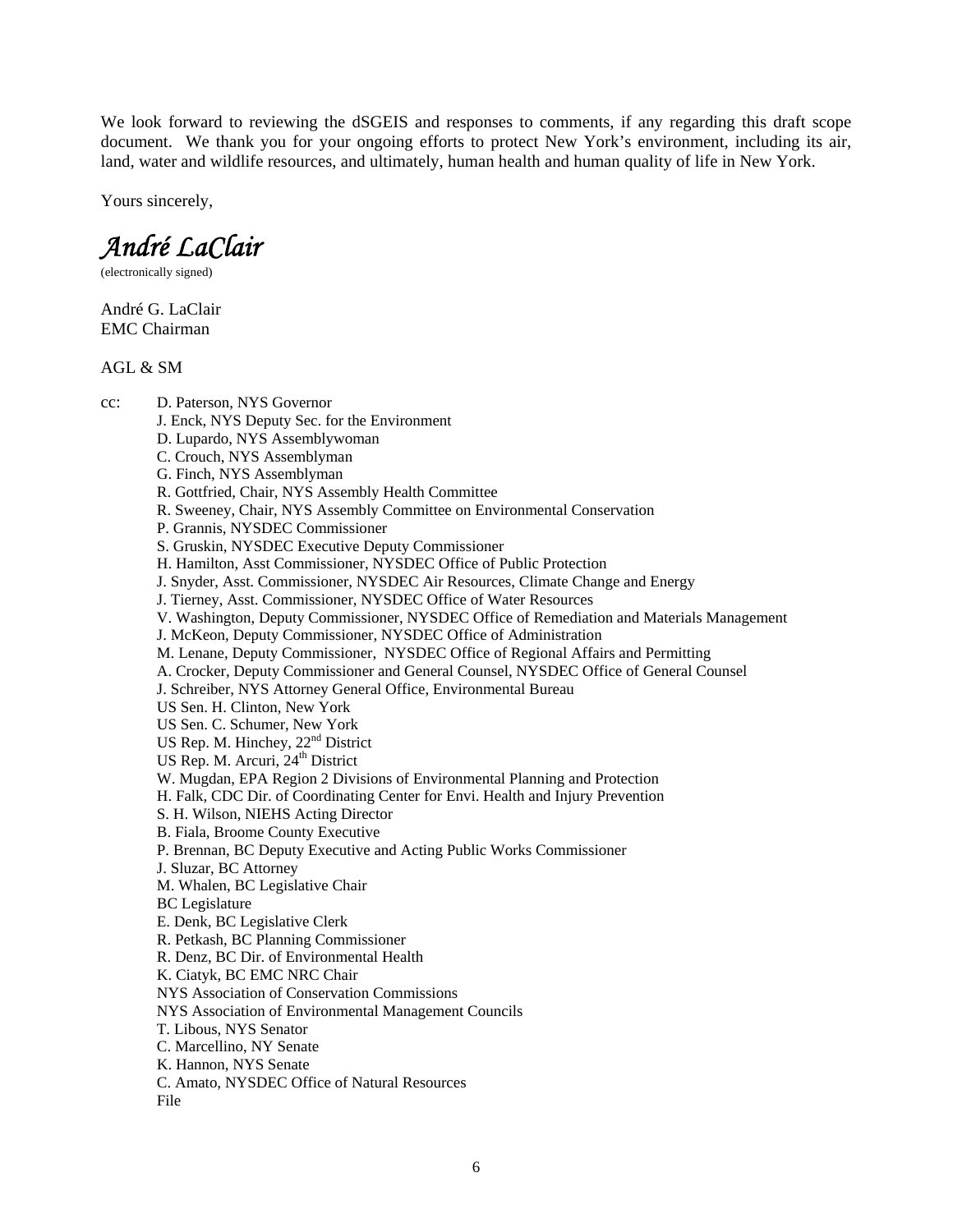We look forward to reviewing the dSGEIS and responses to comments, if any regarding this draft scope document. We thank you for your ongoing efforts to protect New York's environment, including its air, land, water and wildlife resources, and ultimately, human health and human quality of life in New York.

Yours sincerely,

*André LaClair*
(electronically signed)

André G. LaClair
EMC Chairman

AGL & SM

cc: D. Paterson, NYS Governor
J. Enck, NYS Deputy Sec. for the Environment
D. Lupardo, NYS Assemblywoman
C. Crouch, NYS Assemblyman
G. Finch, NYS Assemblyman
R. Gottfried, Chair, NYS Assembly Health Committee
R. Sweeney, Chair, NYS Assembly Committee on Environmental Conservation
P. Grannis, NYSDEC Commissioner
S. Gruskin, NYSDEC Executive Deputy Commissioner
H. Hamilton, Asst Commissioner, NYSDEC Office of Public Protection
J. Snyder, Asst. Commissioner, NYSDEC Air Resources, Climate Change and Energy
J. Tierney, Asst. Commissioner, NYSDEC Office of Water Resources
V. Washington, Deputy Commissioner, NYSDEC Office of Remediation and Materials Management
J. McKeon, Deputy Commissioner, NYSDEC Office of Administration
M. Lenane, Deputy Commissioner, NYSDEC Office of Regional Affairs and Permitting
A. Crocker, Deputy Commissioner and General Counsel, NYSDEC Office of General Counsel
J. Schreiber, NYS Attorney General Office, Environmental Bureau
US Sen. H. Clinton, New York
US Sen. C. Schumer, New York
US Rep. M. Hinchey, 22nd District
US Rep. M. Arcuri, 24th District
W. Mugdan, EPA Region 2 Divisions of Environmental Planning and Protection
H. Falk, CDC Dir. of Coordinating Center for Envi. Health and Injury Prevention
S. H. Wilson, NIEHS Acting Director
B. Fiala, Broome County Executive
P. Brennan, BC Deputy Executive and Acting Public Works Commissioner
J. Sluzar, BC Attorney
M. Whalen, BC Legislative Chair
BC Legislature
E. Denk, BC Legislative Clerk
R. Petkash, BC Planning Commissioner
R. Denz, BC Dir. of Environmental Health
K. Ciatyk, BC EMC NRC Chair
NYS Association of Conservation Commissions
NYS Association of Environmental Management Councils
T. Libous, NYS Senator
C. Marcellino, NY Senate
K. Hannon, NYS Senate
C. Amato, NYSDEC Office of Natural Resources
File